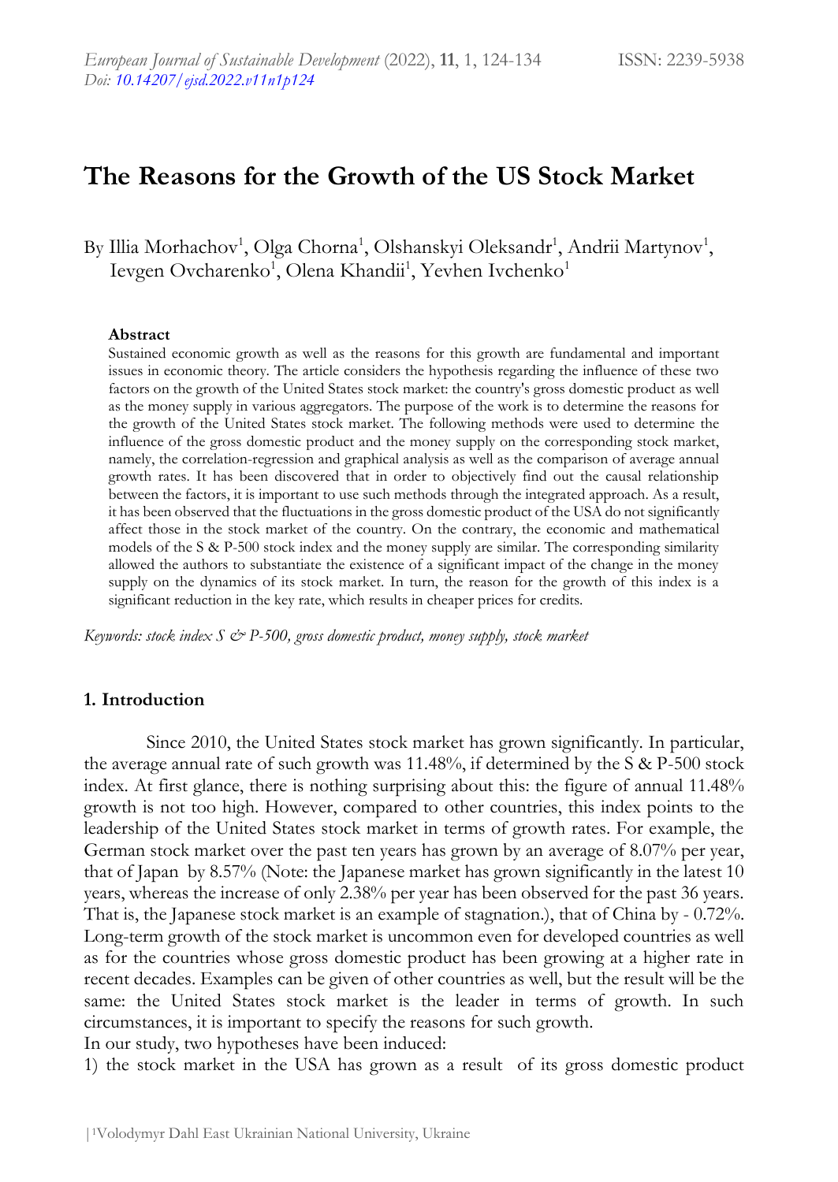# The Reasons for the Growth of the US Stock Market

By Illia Morhachov[1], Olga Chorna[1], Olshanskyi Oleksandr[1], Andrii Martynov[1], Ievgen Ovcharenko[1], Olena Khandii[1], Yevhen Ivchenko[1]

### Abstract

Sustained economic growth as well as the reasons for this growth are fundamental and important issues in economic theory. The article considers the hypothesis regarding the influence of these two factors on the growth of the United States stock market: the country's gross domestic product as well as the money supply in various aggregators. The purpose of the work is to determine the reasons for the growth of the United States stock market. The following methods were used to determine the influence of the gross domestic product and the money supply on the corresponding stock market, namely, the correlation-regression and graphical analysis as well as the comparison of average annual growth rates. It has been discovered that in order to objectively find out the causal relationship between the factors, it is important to use such methods through the integrated approach. As a result, it has been observed that the fluctuations in the gross domestic product of the USA do not significantly affect those in the stock market of the country. On the contrary, the economic and mathematical models of the S & P-500 stock index and the money supply are similar. The corresponding similarity allowed the authors to substantiate the existence of a significant impact of the change in the money supply on the dynamics of its stock market. In turn, the reason for the growth of this index is a significant reduction in the key rate, which results in cheaper prices for credits.

*Keywords: stock index S & P-500, gross domestic product, money supply, stock market*

## 1. Introduction

Since 2010, the United States stock market has grown significantly. In particular, the average annual rate of such growth was 11.48%, if determined by the S & P-500 stock index. At first glance, there is nothing surprising about this: the figure of annual 11.48% growth is not too high. However, compared to other countries, this index points to the leadership of the United States stock market in terms of growth rates. For example, the German stock market over the past ten years has grown by an average of 8.07% per year, that of Japan by 8.57% (Note: the Japanese market has grown significantly in the latest 10 years, whereas the increase of only 2.38% per year has been observed for the past 36 years. That is, the Japanese stock market is an example of stagnation.), that of China by - 0.72%. Long-term growth of the stock market is uncommon even for developed countries as well as for the countries whose gross domestic product has been growing at a higher rate in recent decades. Examples can be given of other countries as well, but the result will be the same: the United States stock market is the leader in terms of growth. In such circumstances, it is important to specify the reasons for such growth.

In our study, two hypotheses have been induced:

1) the stock market in the USA has grown as a result of its gross domestic product

[1]Volodymyr Dahl East Ukrainian National University, Ukraine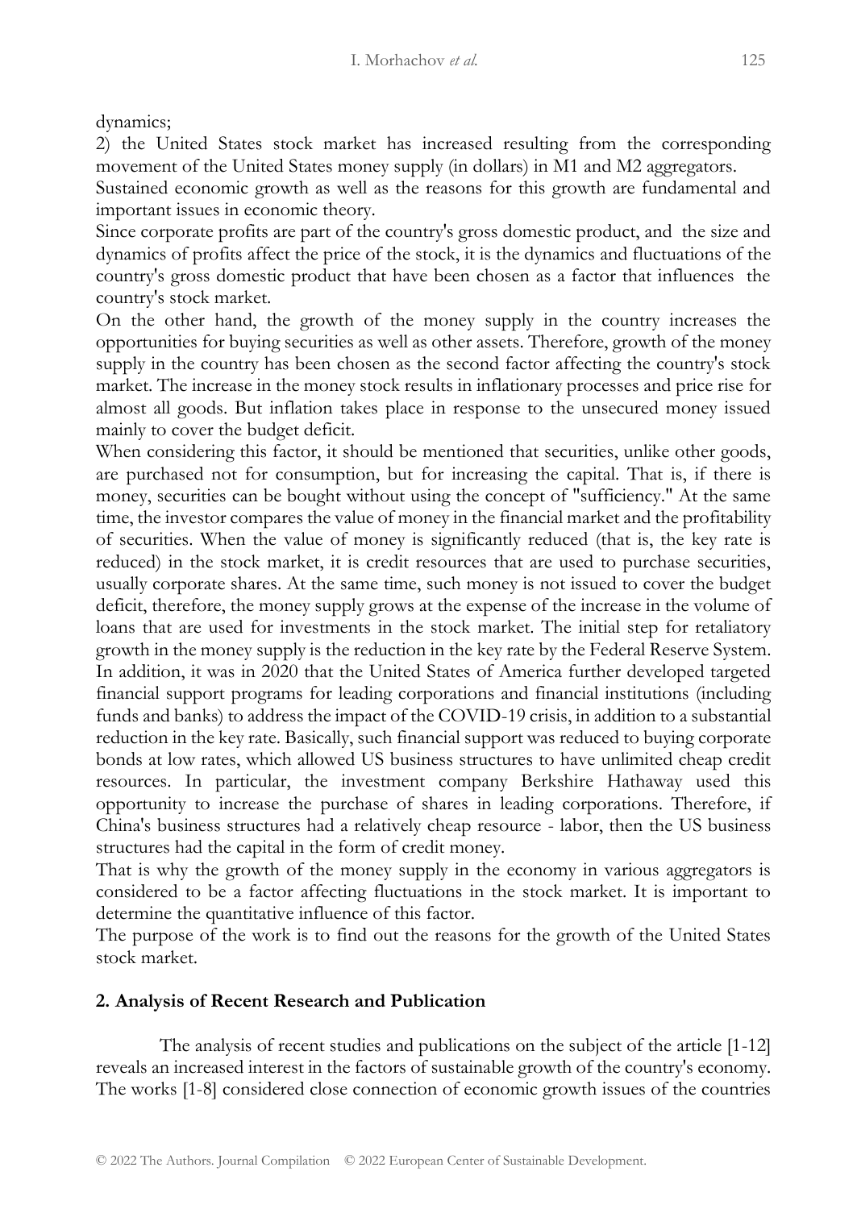dynamics;

2) the United States stock market has increased resulting from the corresponding movement of the United States money supply (in dollars) in M1 and M2 aggregators.

Sustained economic growth as well as the reasons for this growth are fundamental and important issues in economic theory.

Since corporate profits are part of the country's gross domestic product, and the size and dynamics of profits affect the price of the stock, it is the dynamics and fluctuations of the country's gross domestic product that have been chosen as a factor that influences the country's stock market.

On the other hand, the growth of the money supply in the country increases the opportunities for buying securities as well as other assets. Therefore, growth of the money supply in the country has been chosen as the second factor affecting the country's stock market. The increase in the money stock results in inflationary processes and price rise for almost all goods. But inflation takes place in response to the unsecured money issued mainly to cover the budget deficit.

When considering this factor, it should be mentioned that securities, unlike other goods, are purchased not for consumption, but for increasing the capital. That is, if there is money, securities can be bought without using the concept of "sufficiency." At the same time, the investor compares the value of money in the financial market and the profitability of securities. When the value of money is significantly reduced (that is, the key rate is reduced) in the stock market, it is credit resources that are used to purchase securities, usually corporate shares. At the same time, such money is not issued to cover the budget deficit, therefore, the money supply grows at the expense of the increase in the volume of loans that are used for investments in the stock market. The initial step for retaliatory growth in the money supply is the reduction in the key rate by the Federal Reserve System. In addition, it was in 2020 that the United States of America further developed targeted financial support programs for leading corporations and financial institutions (including funds and banks) to address the impact of the COVID-19 crisis, in addition to a substantial reduction in the key rate. Basically, such financial support was reduced to buying corporate bonds at low rates, which allowed US business structures to have unlimited cheap credit resources. In particular, the investment company Berkshire Hathaway used this opportunity to increase the purchase of shares in leading corporations. Therefore, if China's business structures had a relatively cheap resource - labor, then the US business structures had the capital in the form of credit money.

That is why the growth of the money supply in the economy in various aggregators is considered to be a factor affecting fluctuations in the stock market. It is important to determine the quantitative influence of this factor.

The purpose of the work is to find out the reasons for the growth of the United States stock market.

## 2. Analysis of Recent Research and Publication

The analysis of recent studies and publications on the subject of the article [1-12] reveals an increased interest in the factors of sustainable growth of the country's economy. The works [1-8] considered close connection of economic growth issues of the countries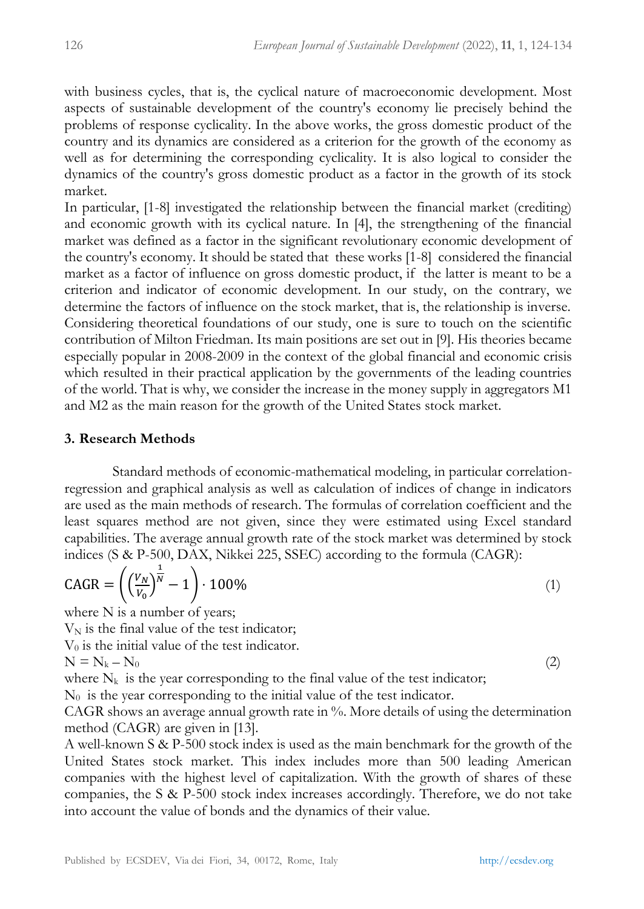with business cycles, that is, the cyclical nature of macroeconomic development. Most aspects of sustainable development of the country's economy lie precisely behind the problems of response cyclicality. In the above works, the gross domestic product of the country and its dynamics are considered as a criterion for the growth of the economy as well as for determining the corresponding cyclicality. It is also logical to consider the dynamics of the country's gross domestic product as a factor in the growth of its stock market.

In particular, [1-8] investigated the relationship between the financial market (crediting) and economic growth with its cyclical nature. In [4], the strengthening of the financial market was defined as a factor in the significant revolutionary economic development of the country's economy. It should be stated that these works [1-8] considered the financial market as a factor of influence on gross domestic product, if the latter is meant to be a criterion and indicator of economic development. In our study, on the contrary, we determine the factors of influence on the stock market, that is, the relationship is inverse. Considering theoretical foundations of our study, one is sure to touch on the scientific contribution of Milton Friedman. Its main positions are set out in [9]. His theories became especially popular in 2008-2009 in the context of the global financial and economic crisis which resulted in their practical application by the governments of the leading countries of the world. That is why, we consider the increase in the money supply in aggregators M1 and M2 as the main reason for the growth of the United States stock market.

## 3. Research Methods

Standard methods of economic-mathematical modeling, in particular correlation-regression and graphical analysis as well as calculation of indices of change in indicators are used as the main methods of research. The formulas of correlation coefficient and the least squares method are not given, since they were estimated using Excel standard capabilities. The average annual growth rate of the stock market was determined by stock indices (S & P-500, DAX, Nikkei 225, SSEC) according to the formula (CAGR):

$$\text{CAGR} = \left( \left( \frac{V_N}{V_0} \right)^{\frac{1}{N}} - 1 \right) \cdot 100\% \tag{1}$$

where N is a number of years;
$V_N$ is the final value of the test indicator;
$V_0$ is the initial value of the test indicator.

$$N = N_k - N_0 \tag{2}$$

where $N_k$ is the year corresponding to the final value of the test indicator;
$N_0$ is the year corresponding to the initial value of the test indicator.

CAGR shows an average annual growth rate in %. More details of using the determination method (CAGR) are given in [13].

A well-known S & P-500 stock index is used as the main benchmark for the growth of the United States stock market. This index includes more than 500 leading American companies with the highest level of capitalization. With the growth of shares of these companies, the S & P-500 stock index increases accordingly. Therefore, we do not take into account the value of bonds and the dynamics of their value.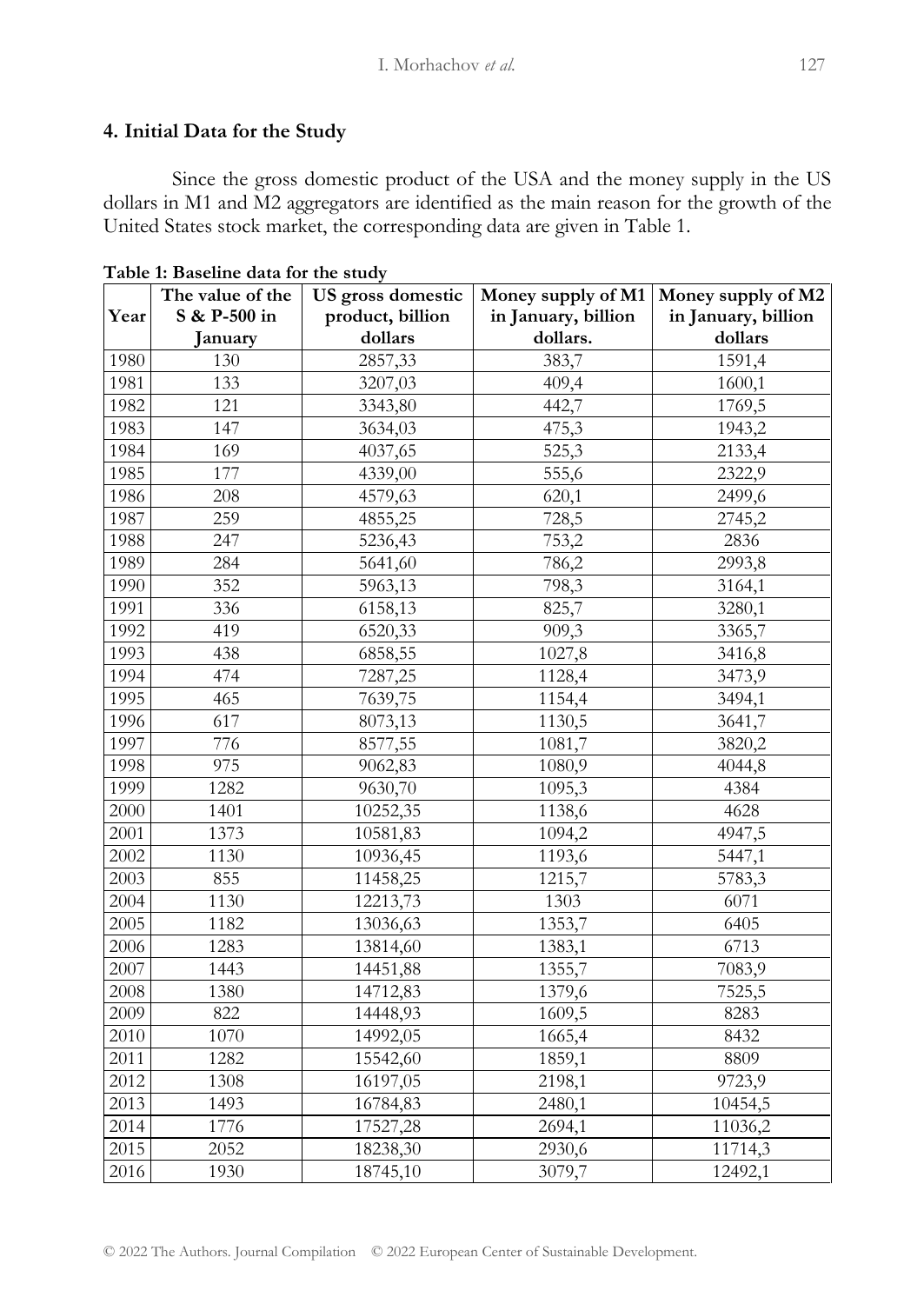## 4. Initial Data for the Study

Since the gross domestic product of the USA and the money supply in the US dollars in M1 and M2 aggregators are identified as the main reason for the growth of the United States stock market, the corresponding data are given in Table 1.

**Table 1: Baseline data for the study**

| Year | The value of the S & P-500 in January | US gross domestic product, billion dollars | Money supply of M1 in January, billion dollars. | Money supply of M2 in January, billion dollars |
|---|---|---|---|---|
| 1980 | 130 | 2857,33 | 383,7 | 1591,4 |
| 1981 | 133 | 3207,03 | 409,4 | 1600,1 |
| 1982 | 121 | 3343,80 | 442,7 | 1769,5 |
| 1983 | 147 | 3634,03 | 475,3 | 1943,2 |
| 1984 | 169 | 4037,65 | 525,3 | 2133,4 |
| 1985 | 177 | 4339,00 | 555,6 | 2322,9 |
| 1986 | 208 | 4579,63 | 620,1 | 2499,6 |
| 1987 | 259 | 4855,25 | 728,5 | 2745,2 |
| 1988 | 247 | 5236,43 | 753,2 | 2836 |
| 1989 | 284 | 5641,60 | 786,2 | 2993,8 |
| 1990 | 352 | 5963,13 | 798,3 | 3164,1 |
| 1991 | 336 | 6158,13 | 825,7 | 3280,1 |
| 1992 | 419 | 6520,33 | 909,3 | 3365,7 |
| 1993 | 438 | 6858,55 | 1027,8 | 3416,8 |
| 1994 | 474 | 7287,25 | 1128,4 | 3473,9 |
| 1995 | 465 | 7639,75 | 1154,4 | 3494,1 |
| 1996 | 617 | 8073,13 | 1130,5 | 3641,7 |
| 1997 | 776 | 8577,55 | 1081,7 | 3820,2 |
| 1998 | 975 | 9062,83 | 1080,9 | 4044,8 |
| 1999 | 1282 | 9630,70 | 1095,3 | 4384 |
| 2000 | 1401 | 10252,35 | 1138,6 | 4628 |
| 2001 | 1373 | 10581,83 | 1094,2 | 4947,5 |
| 2002 | 1130 | 10936,45 | 1193,6 | 5447,1 |
| 2003 | 855 | 11458,25 | 1215,7 | 5783,3 |
| 2004 | 1130 | 12213,73 | 1303 | 6071 |
| 2005 | 1182 | 13036,63 | 1353,7 | 6405 |
| 2006 | 1283 | 13814,60 | 1383,1 | 6713 |
| 2007 | 1443 | 14451,88 | 1355,7 | 7083,9 |
| 2008 | 1380 | 14712,83 | 1379,6 | 7525,5 |
| 2009 | 822 | 14448,93 | 1609,5 | 8283 |
| 2010 | 1070 | 14992,05 | 1665,4 | 8432 |
| 2011 | 1282 | 15542,60 | 1859,1 | 8809 |
| 2012 | 1308 | 16197,05 | 2198,1 | 9723,9 |
| 2013 | 1493 | 16784,83 | 2480,1 | 10454,5 |
| 2014 | 1776 | 17527,28 | 2694,1 | 11036,2 |
| 2015 | 2052 | 18238,30 | 2930,6 | 11714,3 |
| 2016 | 1930 | 18745,10 | 3079,7 | 12492,1 |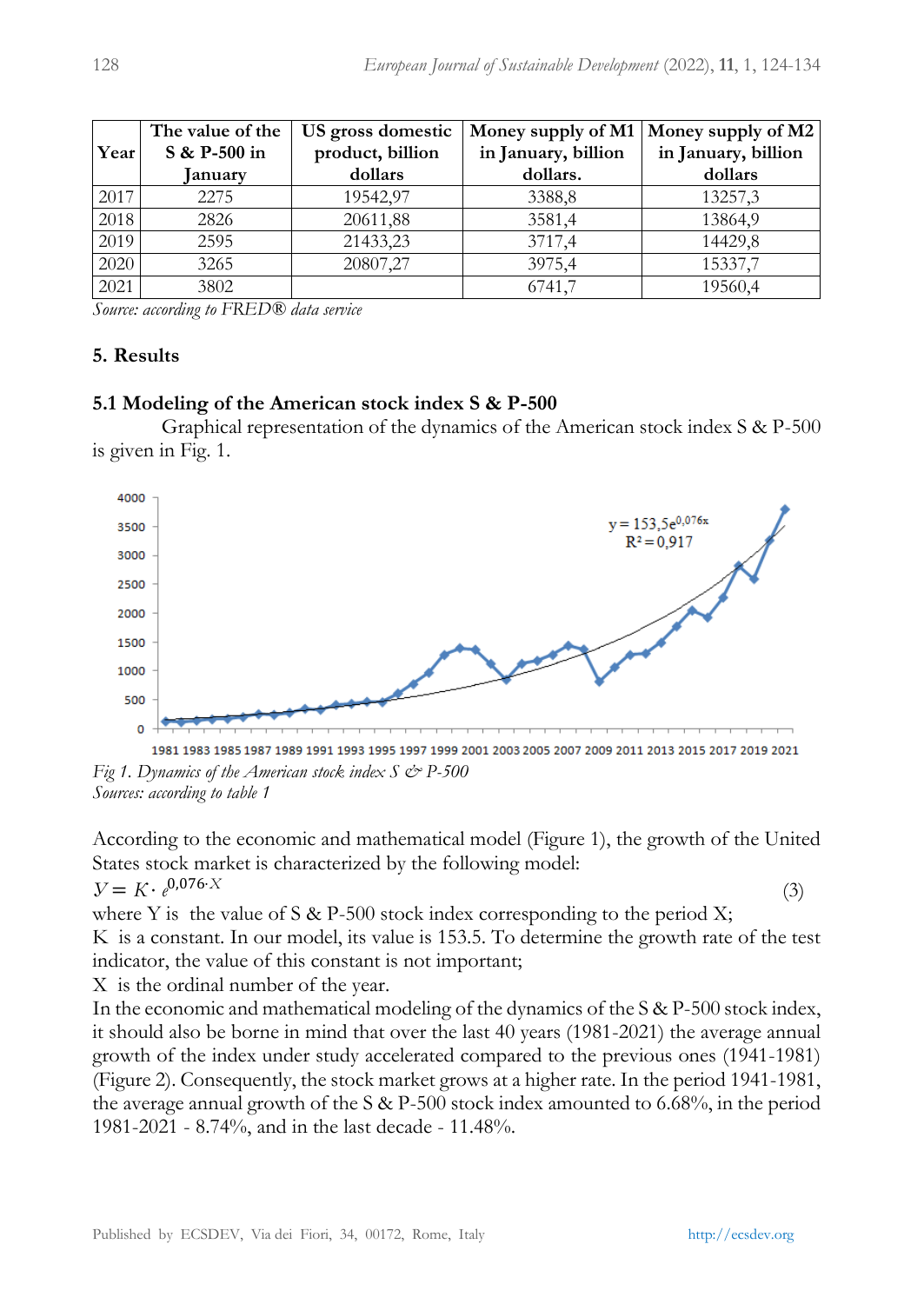| Year | The value of the S & P-500 in January | US gross domestic product, billion dollars | Money supply of M1 in January, billion dollars. | Money supply of M2 in January, billion dollars |
|---|---|---|---|---|
| 2017 | 2275 | 19542,97 | 3388,8 | 13257,3 |
| 2018 | 2826 | 20611,88 | 3581,4 | 13864,9 |
| 2019 | 2595 | 21433,23 | 3717,4 | 14429,8 |
| 2020 | 3265 | 20807,27 | 3975,4 | 15337,7 |
| 2021 | 3802 | | 6741,7 | 19560,4 |

*Source: according to FRED® data service*

## 5. Results

### 5.1 Modeling of the American stock index S & P-500

Graphical representation of the dynamics of the American stock index S & P-500 is given in Fig. 1.

4000
3500
3000
2500
2000
1500
1000
500
0

1981 1983 1985 1987 1989 1991 1993 1995 1997 1999 2001 2003 2005 2007 2009 2011 2013 2015 2017 2019 2021

$y = 153{,}5e^{0{,}076x}$
$R^2 = 0{,}917$

*Fig 1. Dynamics of the American stock index S & P-500*
*Sources: according to table 1*

According to the economic and mathematical model (Figure 1), the growth of the United States stock market is characterized by the following model:

$$Y = K \cdot e^{0{,}076 \cdot X} \quad (3)$$

where Y is the value of S & P-500 stock index corresponding to the period X;
K is a constant. In our model, its value is 153.5. To determine the growth rate of the test indicator, the value of this constant is not important;
X is the ordinal number of the year.
In the economic and mathematical modeling of the dynamics of the S & P-500 stock index, it should also be borne in mind that over the last 40 years (1981-2021) the average annual growth of the index under study accelerated compared to the previous ones (1941-1981) (Figure 2). Consequently, the stock market grows at a higher rate. In the period 1941-1981, the average annual growth of the S & P-500 stock index amounted to 6.68%, in the period 1981-2021 - 8.74%, and in the last decade - 11.48%.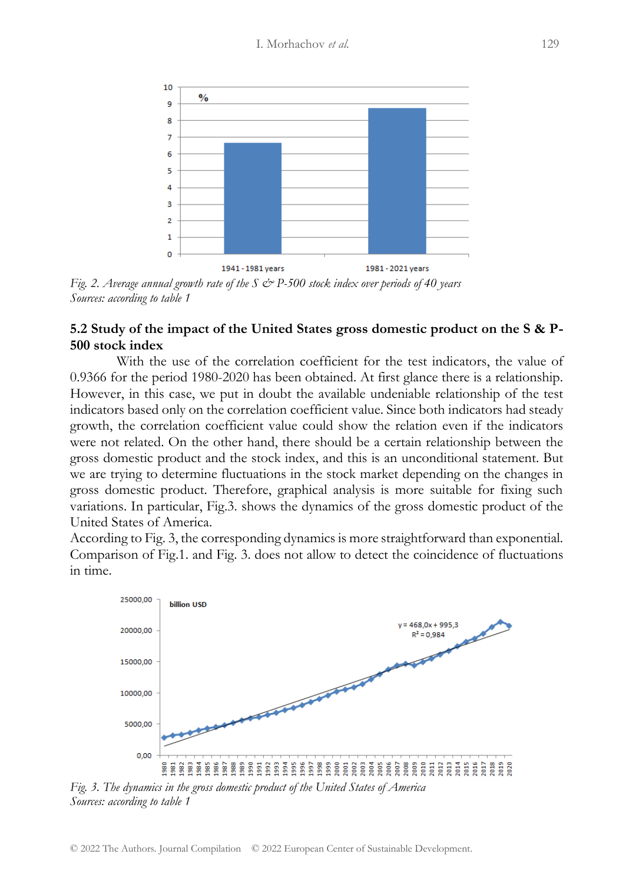*Fig. 2. Average annual growth rate of the S & P-500 stock index over periods of 40 years*
*Sources: according to table 1*

### 5.2 Study of the impact of the United States gross domestic product on the S & P-500 stock index

With the use of the correlation coefficient for the test indicators, the value of 0.9366 for the period 1980-2020 has been obtained. At first glance there is a relationship. However, in this case, we put in doubt the available undeniable relationship of the test indicators based only on the correlation coefficient value. Since both indicators had steady growth, the correlation coefficient value could show the relation even if the indicators were not related. On the other hand, there should be a certain relationship between the gross domestic product and the stock index, and this is an unconditional statement. But we are trying to determine fluctuations in the stock market depending on the changes in gross domestic product. Therefore, graphical analysis is more suitable for fixing such variations. In particular, Fig.3. shows the dynamics of the gross domestic product of the United States of America.

According to Fig. 3, the corresponding dynamics is more straightforward than exponential. Comparison of Fig.1. and Fig. 3. does not allow to detect the coincidence of fluctuations in time.

*Fig. 3. The dynamics in the gross domestic product of the United States of America*
*Sources: according to table 1*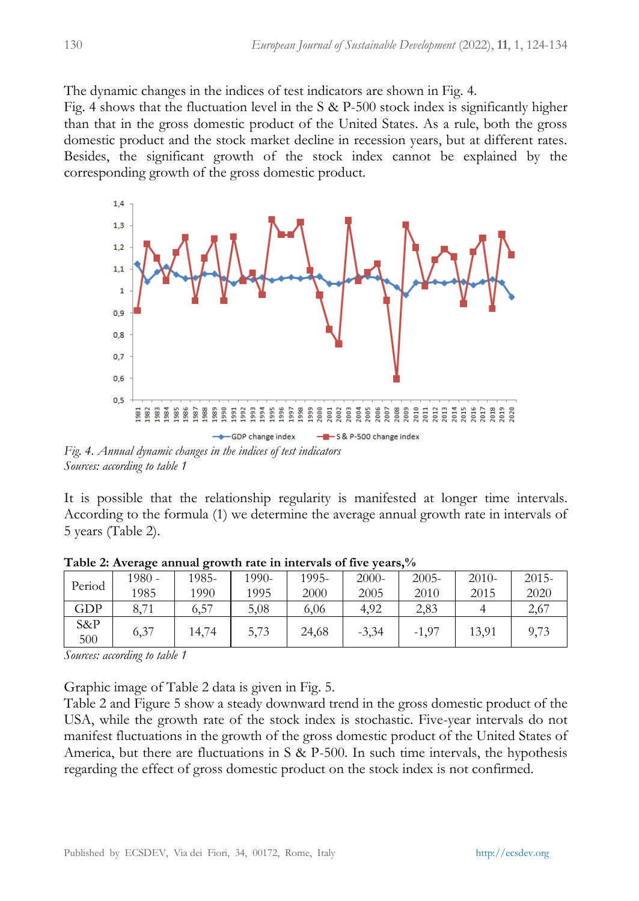The dynamic changes in the indices of test indicators are shown in Fig. 4.

Fig. 4 shows that the fluctuation level in the S & P-500 stock index is significantly higher than that in the gross domestic product of the United States. As a rule, both the gross domestic product and the stock market decline in recession years, but at different rates. Besides, the significant growth of the stock index cannot be explained by the corresponding growth of the gross domestic product.

1,4
1,3
1,2
1,1
1
0,9
0,8
0,7
0,6
0,5

1981 1982 1983 1984 1985 1986 1987 1988 1989 1990 1991 1992 1993 1994 1995 1996 1997 1998 1999 2000 2001 2002 2003 2004 2005 2006 2007 2008 2009 2010 2011 2012 2013 2014 2015 2016 2017 2018 2019 2020

GDP change index
S & P-500 change index

*Fig. 4. Annual dynamic changes in the indices of test indicators*
*Sources: according to table 1*

It is possible that the relationship regularity is manifested at longer time intervals. According to the formula (1) we determine the average annual growth rate in intervals of 5 years (Table 2).

**Table 2: Average annual growth rate in intervals of five years,%**

| Period | 1980 - 1985 | 1985-1990 | 1990-1995 | 1995-2000 | 2000-2005 | 2005-2010 | 2010-2015 | 2015-2020 |
|---|---|---|---|---|---|---|---|---|
| GDP | 8,71 | 6,57 | 5,08 | 6,06 | 4,92 | 2,83 | 4 | 2,67 |
| S&P 500 | 6,37 | 14,74 | 5,73 | 24,68 | -3,34 | -1,97 | 13,91 | 9,73 |

*Sources: according to table 1*

Graphic image of Table 2 data is given in Fig. 5.

Table 2 and Figure 5 show a steady downward trend in the gross domestic product of the USA, while the growth rate of the stock index is stochastic. Five-year intervals do not manifest fluctuations in the growth of the gross domestic product of the United States of America, but there are fluctuations in S & P-500. In such time intervals, the hypothesis regarding the effect of gross domestic product on the stock index is not confirmed.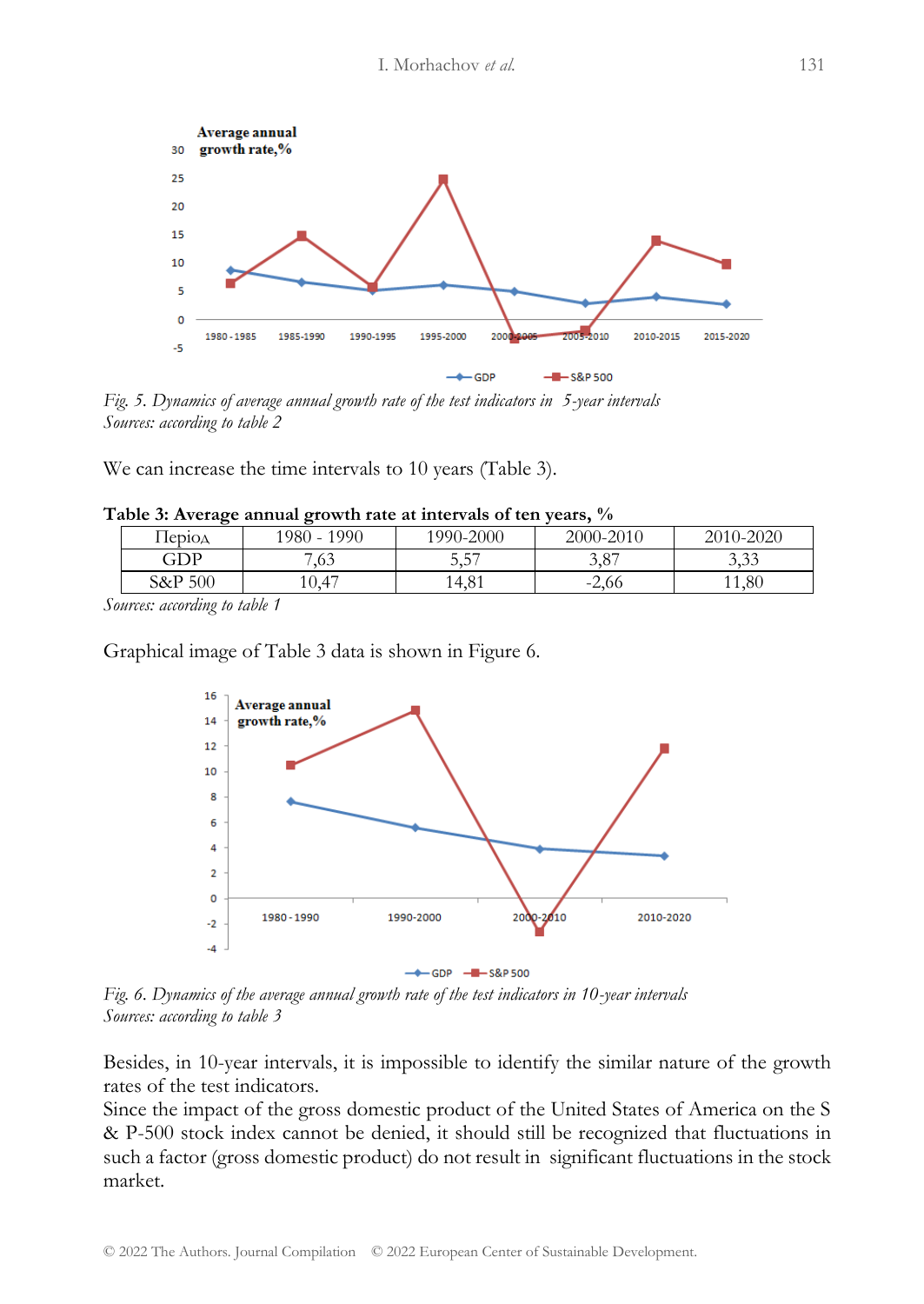Average annual growth rate,%

30
25
20
15
10
5
0
-5

1980 - 1985
1985-1990
1990-1995
1995-2000
2000-2005
2005-2010
2010-2015
2015-2020

GDP
S&P 500

*Fig. 5. Dynamics of average annual growth rate of the test indicators in 5-year intervals*
*Sources: according to table 2*

We can increase the time intervals to 10 years (Table 3).

**Table 3: Average annual growth rate at intervals of ten years, %**

| Період | 1980 - 1990 | 1990-2000 | 2000-2010 | 2010-2020 |
|---|---|---|---|---|
| GDP | 7,63 | 5,57 | 3,87 | 3,33 |
| S&P 500 | 10,47 | 14,81 | -2,66 | 11,80 |

*Sources: according to table 1*

Graphical image of Table 3 data is shown in Figure 6.

Average annual growth rate,%

16
14
12
10
8
6
4
2
0
-2
-4

1980 - 1990
1990-2000
2000-2010
2010-2020

GDP
S&P 500

*Fig. 6. Dynamics of the average annual growth rate of the test indicators in 10-year intervals*
*Sources: according to table 3*

Besides, in 10-year intervals, it is impossible to identify the similar nature of the growth rates of the test indicators.
Since the impact of the gross domestic product of the United States of America on the S & P-500 stock index cannot be denied, it should still be recognized that fluctuations in such a factor (gross domestic product) do not result in significant fluctuations in the stock market.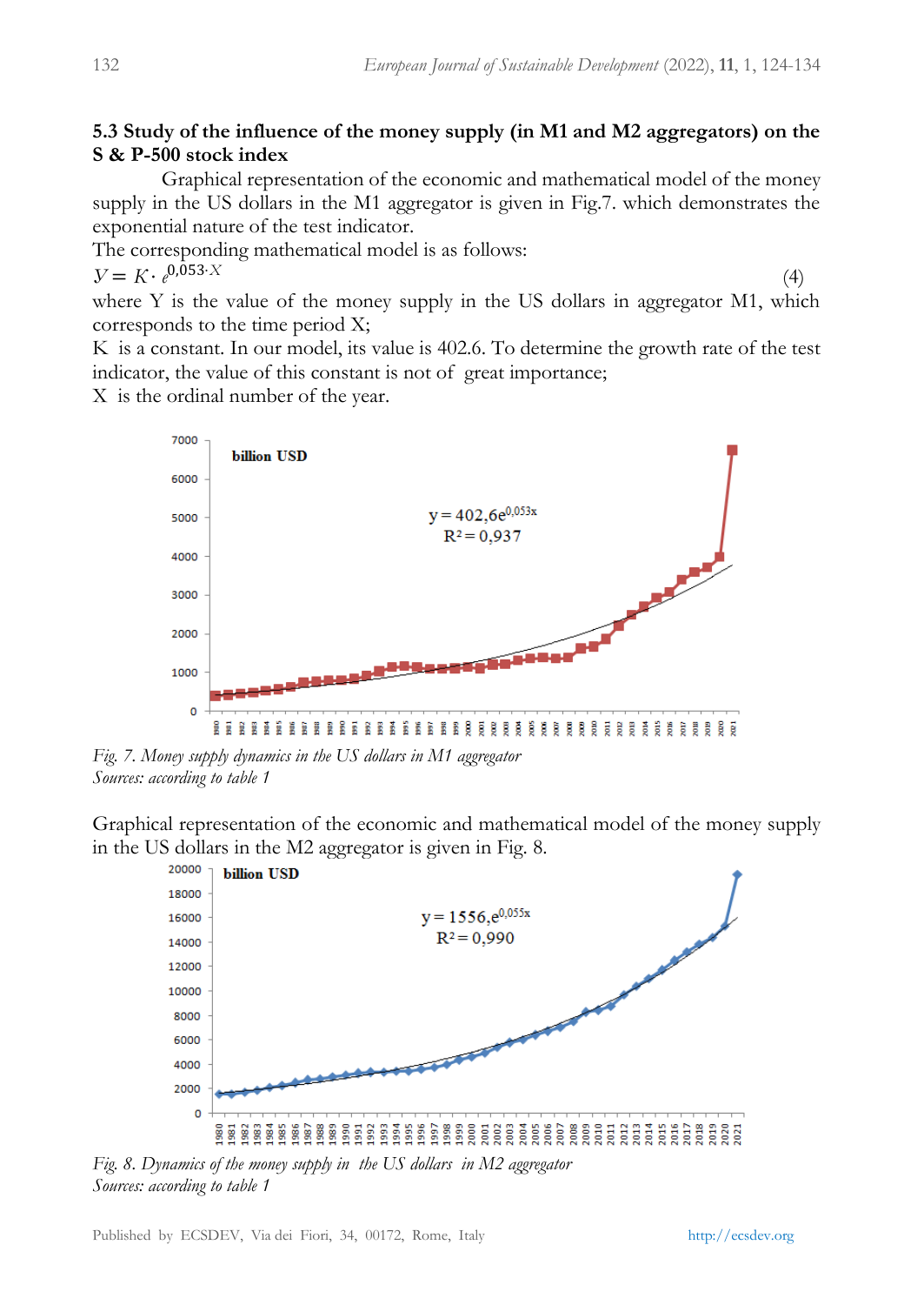### 5.3 Study of the influence of the money supply (in M1 and M2 aggregators) on the S & P-500 stock index

Graphical representation of the economic and mathematical model of the money supply in the US dollars in the M1 aggregator is given in Fig.7. which demonstrates the exponential nature of the test indicator.

The corresponding mathematical model is as follows:

$$Y = K \cdot e^{0{,}053 \cdot X} \quad (4)$$

where Y is the value of the money supply in the US dollars in aggregator M1, which corresponds to the time period X;

K is a constant. In our model, its value is 402.6. To determine the growth rate of the test indicator, the value of this constant is not of great importance;

X is the ordinal number of the year.

billion USD

y = 402,6e^0,053x
R² = 0,937

7000
6000
5000
4000
3000
2000
1000
0

1980 1981 1982 1983 1984 1985 1986 1987 1988 1989 1990 1991 1992 1993 1994 1995 1996 1997 1998 1999 2000 2001 2002 2003 2004 2005 2006 2007 2008 2009 2010 2011 2012 2013 2014 2015 2016 2017 2018 2019 2020 2021

*Fig. 7. Money supply dynamics in the US dollars in M1 aggregator*
*Sources: according to table 1*

Graphical representation of the economic and mathematical model of the money supply in the US dollars in the M2 aggregator is given in Fig. 8.

billion USD

y = 1556,e^0,055x
R² = 0,990

20000
18000
16000
14000
12000
10000
8000
6000
4000
2000
0

1980 1981 1982 1983 1984 1985 1986 1987 1988 1989 1990 1991 1992 1993 1994 1995 1996 1997 1998 1999 2000 2001 2002 2003 2004 2005 2006 2007 2008 2009 2010 2011 2012 2013 2014 2015 2016 2017 2018 2019 2020 2021

*Fig. 8. Dynamics of the money supply in the US dollars in M2 aggregator*
*Sources: according to table 1*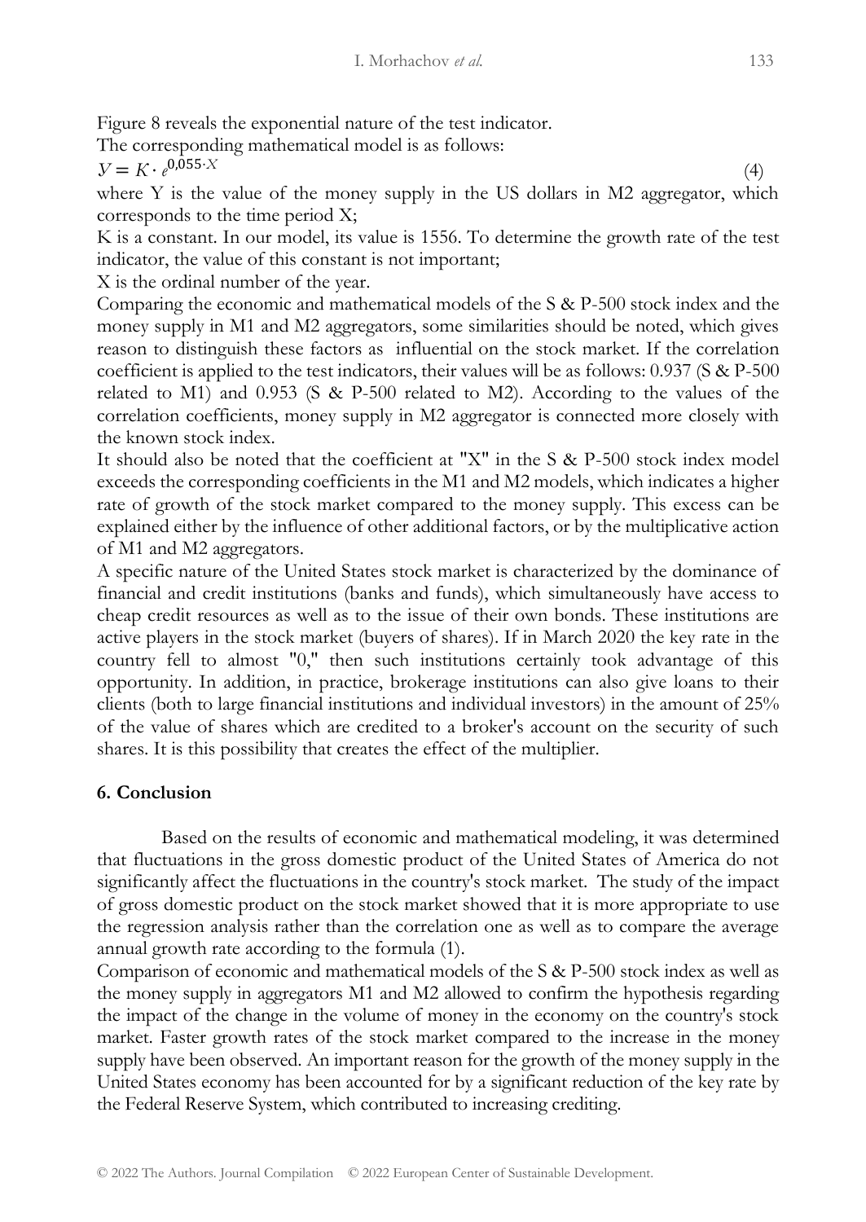Figure 8 reveals the exponential nature of the test indicator.

The corresponding mathematical model is as follows:

$$Y = K \cdot e^{0,055 \cdot X} \quad (4)$$

where Y is the value of the money supply in the US dollars in M2 aggregator, which corresponds to the time period X;

K is a constant. In our model, its value is 1556. To determine the growth rate of the test indicator, the value of this constant is not important;

X is the ordinal number of the year.

Comparing the economic and mathematical models of the S & P-500 stock index and the money supply in M1 and M2 aggregators, some similarities should be noted, which gives reason to distinguish these factors as influential on the stock market. If the correlation coefficient is applied to the test indicators, their values will be as follows: 0.937 (S & P-500 related to M1) and 0.953 (S & P-500 related to M2). According to the values of the correlation coefficients, money supply in M2 aggregator is connected more closely with the known stock index.

It should also be noted that the coefficient at "X" in the S & P-500 stock index model exceeds the corresponding coefficients in the M1 and M2 models, which indicates a higher rate of growth of the stock market compared to the money supply. This excess can be explained either by the influence of other additional factors, or by the multiplicative action of M1 and M2 aggregators.

A specific nature of the United States stock market is characterized by the dominance of financial and credit institutions (banks and funds), which simultaneously have access to cheap credit resources as well as to the issue of their own bonds. These institutions are active players in the stock market (buyers of shares). If in March 2020 the key rate in the country fell to almost "0," then such institutions certainly took advantage of this opportunity. In addition, in practice, brokerage institutions can also give loans to their clients (both to large financial institutions and individual investors) in the amount of 25% of the value of shares which are credited to a broker's account on the security of such shares. It is this possibility that creates the effect of the multiplier.

## 6. Conclusion

Based on the results of economic and mathematical modeling, it was determined that fluctuations in the gross domestic product of the United States of America do not significantly affect the fluctuations in the country's stock market. The study of the impact of gross domestic product on the stock market showed that it is more appropriate to use the regression analysis rather than the correlation one as well as to compare the average annual growth rate according to the formula (1).

Comparison of economic and mathematical models of the S & P-500 stock index as well as the money supply in aggregators M1 and M2 allowed to confirm the hypothesis regarding the impact of the change in the volume of money in the economy on the country's stock market. Faster growth rates of the stock market compared to the increase in the money supply have been observed. An important reason for the growth of the money supply in the United States economy has been accounted for by a significant reduction of the key rate by the Federal Reserve System, which contributed to increasing crediting.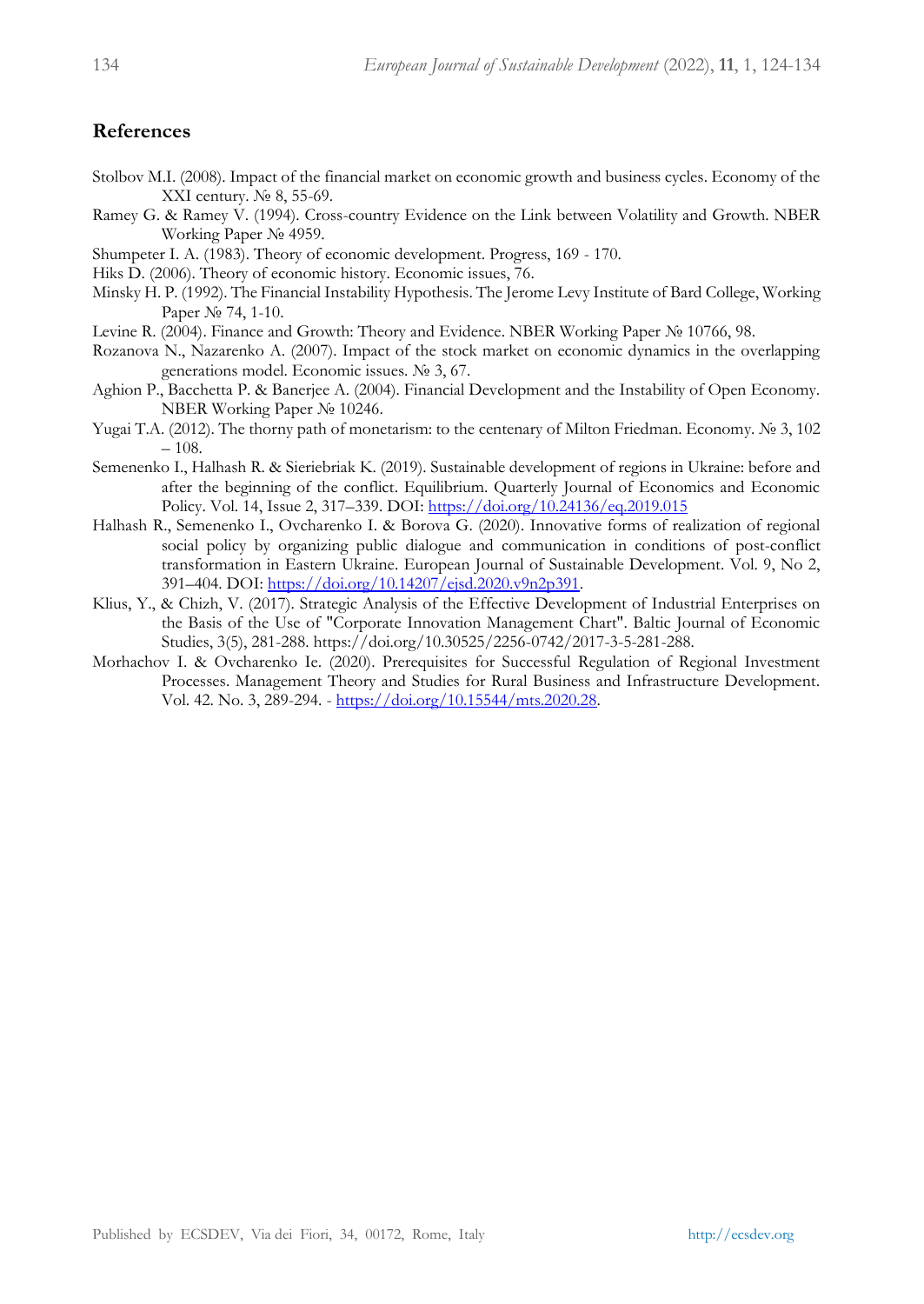## References

Stolbov M.I. (2008). Impact of the financial market on economic growth and business cycles. Economy of the XXI century. № 8, 55-69.

Ramey G. & Ramey V. (1994). Cross-country Evidence on the Link between Volatility and Growth. NBER Working Paper № 4959.

Shumpeter I. A. (1983). Theory of economic development. Progress, 169 - 170.

Hiks D. (2006). Theory of economic history. Economic issues, 76.

Minsky H. P. (1992). The Financial Instability Hypothesis. The Jerome Levy Institute of Bard College, Working Paper № 74, 1-10.

Levine R. (2004). Finance and Growth: Theory and Evidence. NBER Working Paper № 10766, 98.

Rozanova N., Nazarenko A. (2007). Impact of the stock market on economic dynamics in the overlapping generations model. Economic issues. № 3, 67.

Aghion P., Bacchetta P. & Banerjee A. (2004). Financial Development and the Instability of Open Economy. NBER Working Paper № 10246.

Yugai T.A. (2012). The thorny path of monetarism: to the centenary of Milton Friedman. Economy. № 3, 102 – 108.

Semenenko I., Halhash R. & Sieriebriak K. (2019). Sustainable development of regions in Ukraine: before and after the beginning of the conflict. Equilibrium. Quarterly Journal of Economics and Economic Policy. Vol. 14, Issue 2, 317–339. DOI: https://doi.org/10.24136/eq.2019.015

Halhash R., Semenenko I., Ovcharenko I. & Borova G. (2020). Innovative forms of realization of regional social policy by organizing public dialogue and communication in conditions of post-conflict transformation in Eastern Ukraine. European Journal of Sustainable Development. Vol. 9, No 2, 391–404. DOI: https://doi.org/10.14207/ejsd.2020.v9n2p391.

Klius, Y., & Chizh, V. (2017). Strategic Analysis of the Effective Development of Industrial Enterprises on the Basis of the Use of "Corporate Innovation Management Chart". Baltic Journal of Economic Studies, 3(5), 281-288. https://doi.org/10.30525/2256-0742/2017-3-5-281-288.

Morhachov I. & Ovcharenko Ie. (2020). Prerequisites for Successful Regulation of Regional Investment Processes. Management Theory and Studies for Rural Business and Infrastructure Development. Vol. 42. No. 3, 289-294. - https://doi.org/10.15544/mts.2020.28.